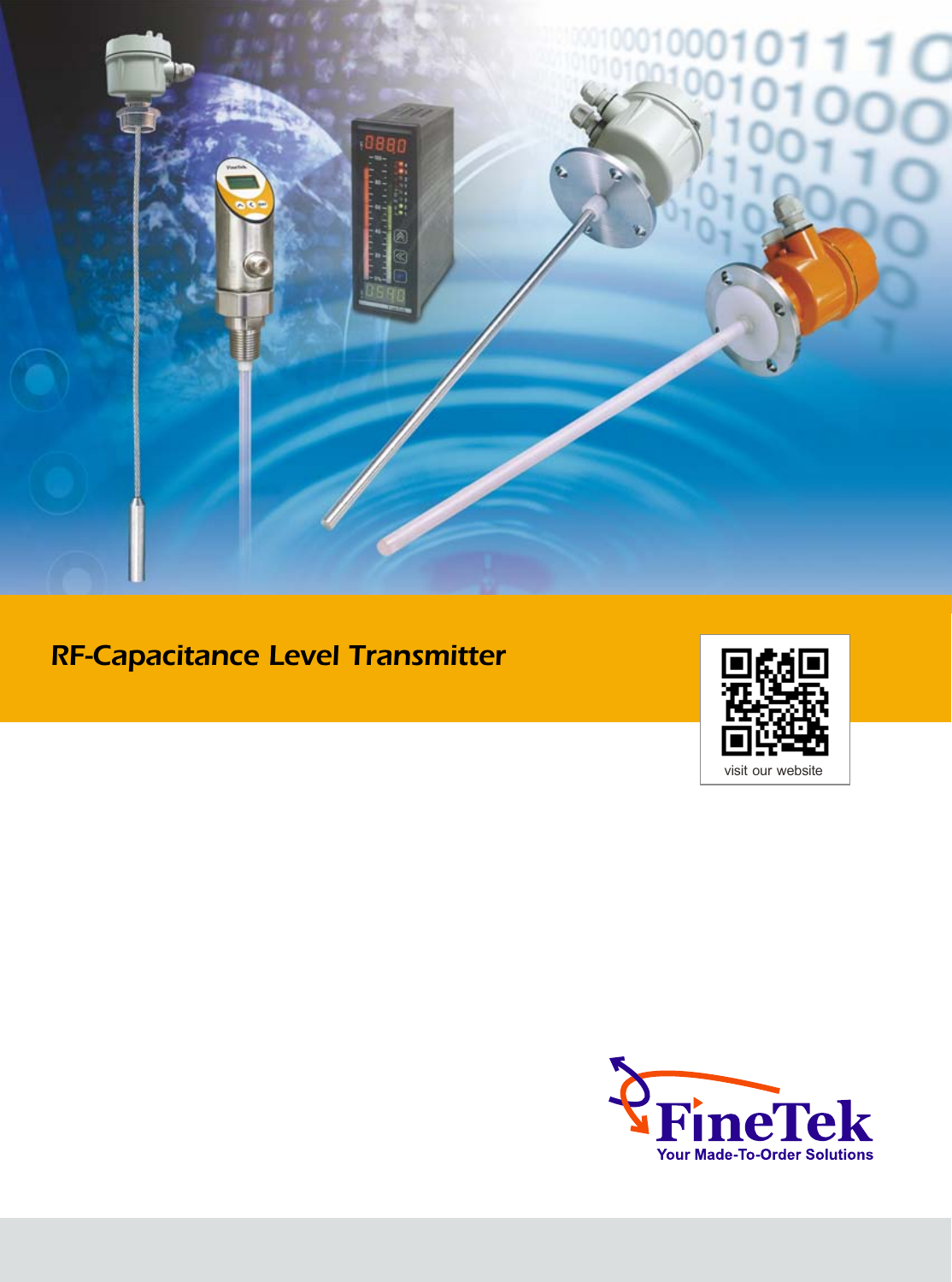# RF-Capacitance Level Transmitter

visit our website

FineTek

Your Made-To-Order Solutions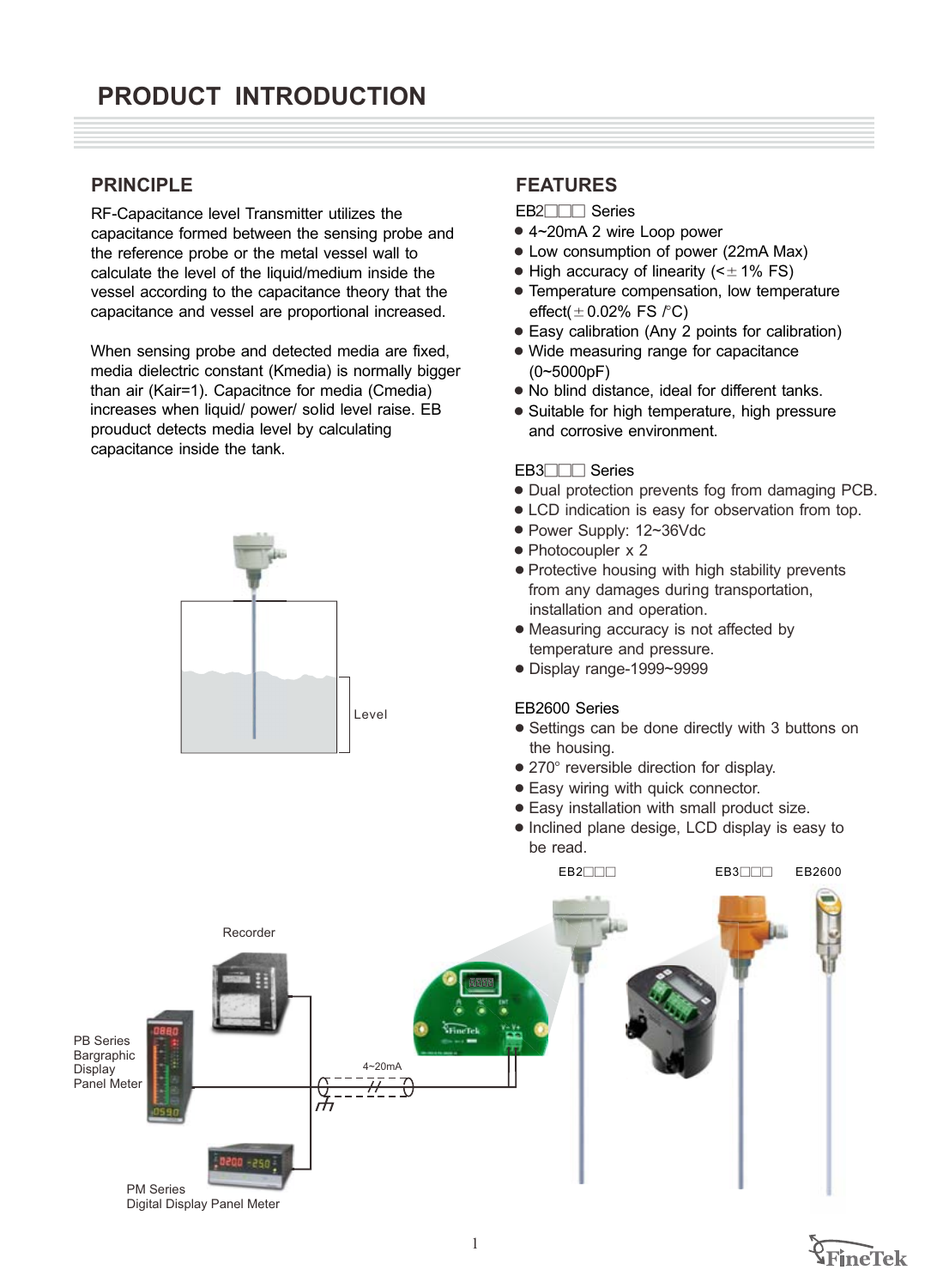# PRODUCT INTRODUCTION

## PRINCIPLE

RF-Capacitance level Transmitter utilizes the capacitance formed between the sensing probe and the reference probe or the metal vessel wall to calculate the level of the liquid/medium inside the vessel according to the capacitance theory that the capacitance and vessel are proportional increased.

When sensing probe and detected media are fixed, media dielectric constant (Kmedia) is normally bigger than air (Kair=1). Capacitnce for media (Cmedia) increases when liquid/ power/ solid level raise. EB prouduct detects media level by calculating capacitance inside the tank.

Level

## FEATURES

EB2□□□ Series

- 4~20mA 2 wire Loop power
- Low consumption of power (22mA Max)
- High accuracy of linearity (<±1% FS)
- Temperature compensation, low temperature effect(±0.02% FS /°C)
- Easy calibration (Any 2 points for calibration)
- Wide measuring range for capacitance (0~5000pF)
- No blind distance, ideal for different tanks.
- Suitable for high temperature, high pressure and corrosive environment.

EB3□□□ Series

- Dual protection prevents fog from damaging PCB.
- LCD indication is easy for observation from top.
- Power Supply: 12~36Vdc
- Photocoupler x 2
- Protective housing with high stability prevents from any damages during transportation, installation and operation.
- Measuring accuracy is not affected by temperature and pressure.
- Display range-1999~9999

EB2600 Series

- Settings can be done directly with 3 buttons on the housing.
- 270° reversible direction for display.
- Easy wiring with quick connector.
- Easy installation with small product size.
- Inclined plane desige, LCD display is easy to be read.

EB2□□□ EB3□□□ EB2600

Recorder

PB Series Bargraphic Display Panel Meter

4~20mA

PM Series Digital Display Panel Meter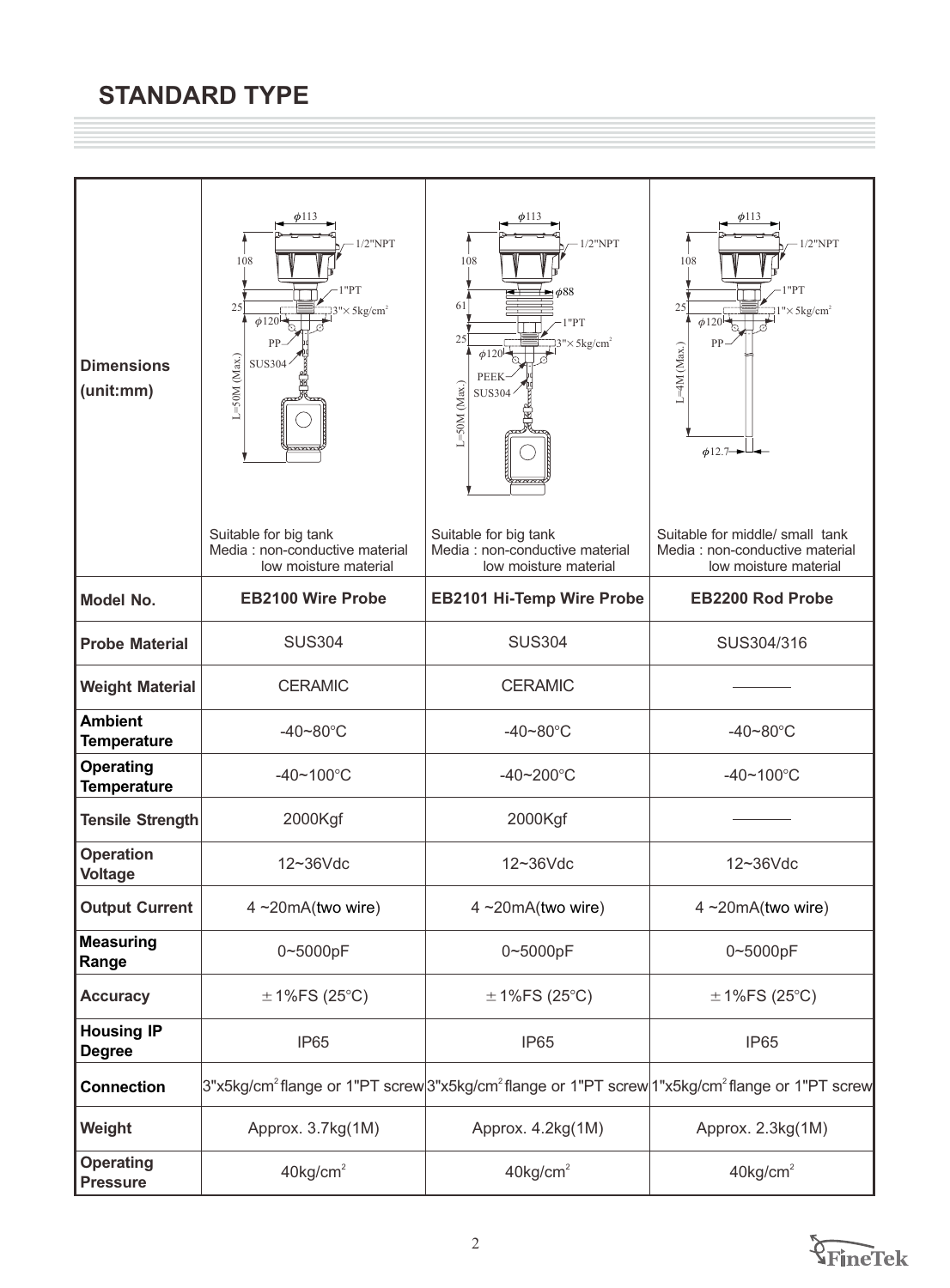## STANDARD TYPE

| | | | |
|---|---|---|---|
| **Dimensions (unit:mm)** | Suitable for big tank<br>Media : non-conductive material<br>low moisture material | Suitable for big tank<br>Media : non-conductive material<br>low moisture material | Suitable for middle/ small tank<br>Media : non-conductive material<br>low moisture material |
| **Model No.** | **EB2100 Wire Probe** | **EB2101 Hi-Temp Wire Probe** | **EB2200 Rod Probe** |
| **Probe Material** | SUS304 | SUS304 | SUS304/316 |
| **Weight Material** | CERAMIC | CERAMIC | ———— |
| **Ambient Temperature** | -40~80°C | -40~80°C | -40~80°C |
| **Operating Temperature** | -40~100°C | -40~200°C | -40~100°C |
| **Tensile Strength** | 2000Kgf | 2000Kgf | ———— |
| **Operation Voltage** | 12~36Vdc | 12~36Vdc | 12~36Vdc |
| **Output Current** | 4 ~20mA(two wire) | 4 ~20mA(two wire) | 4 ~20mA(two wire) |
| **Measuring Range** | 0~5000pF | 0~5000pF | 0~5000pF |
| **Accuracy** | ±1%FS (25°C) | ±1%FS (25°C) | ±1%FS (25°C) |
| **Housing IP Degree** | IP65 | IP65 | IP65 |
| **Connection** | 3"x5kg/$cm^2$ flange or 1"PT screw | 3"x5kg/$cm^2$ flange or 1"PT screw | 1"x5kg/$cm^2$ flange or 1"PT screw |
| **Weight** | Approx. 3.7kg(1M) | Approx. 4.2kg(1M) | Approx. 2.3kg(1M) |
| **Operating Pressure** | 40kg/$cm^2$ | 40kg/$cm^2$ | 40kg/$cm^2$ |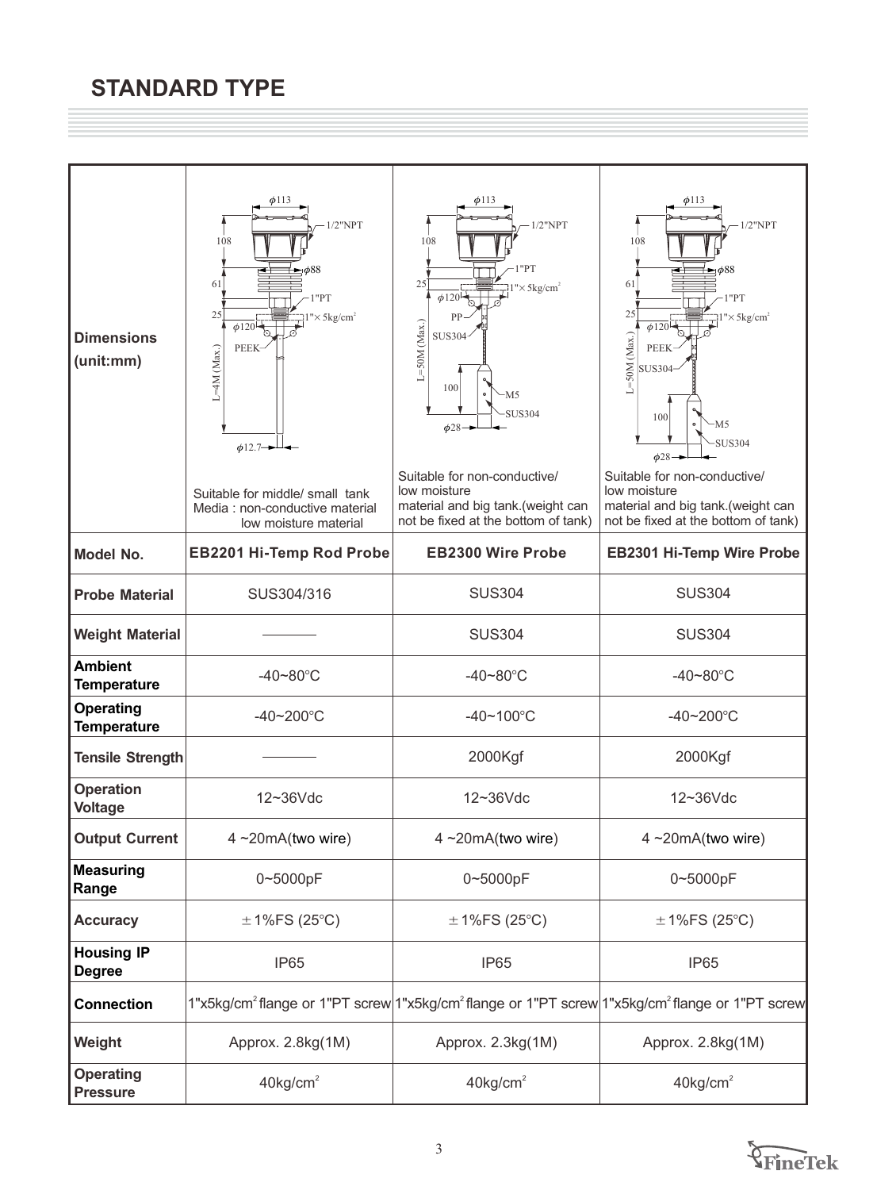## STANDARD TYPE

| Dimensions (unit:mm) | Suitable for middle/ small tank<br>Media : non-conductive material low moisture material | Suitable for non-conductive/ low moisture material and big tank.(weight can not be fixed at the bottom of tank) | Suitable for non-conductive/ low moisture material and big tank.(weight can not be fixed at the bottom of tank) |
|---|---|---|---|
| **Model No.** | **EB2201 Hi-Temp Rod Probe** | **EB2300 Wire Probe** | **EB2301 Hi-Temp Wire Probe** |
| **Probe Material** | SUS304/316 | SUS304 | SUS304 |
| **Weight Material** | ——— | SUS304 | SUS304 |
| **Ambient Temperature** | -40~80°C | -40~80°C | -40~80°C |
| **Operating Temperature** | -40~200°C | -40~100°C | -40~200°C |
| **Tensile Strength** | ——— | 2000Kgf | 2000Kgf |
| **Operation Voltage** | 12~36Vdc | 12~36Vdc | 12~36Vdc |
| **Output Current** | 4 ~20mA(two wire) | 4 ~20mA(two wire) | 4 ~20mA(two wire) |
| **Measuring Range** | 0~5000pF | 0~5000pF | 0~5000pF |
| **Accuracy** | ±1%FS (25°C) | ±1%FS (25°C) | ±1%FS (25°C) |
| **Housing IP Degree** | IP65 | IP65 | IP65 |
| **Connection** | 1"x5kg/cm$^2$ flange or 1"PT screw | 1"x5kg/cm$^2$ flange or 1"PT screw | 1"x5kg/cm$^2$ flange or 1"PT screw |
| **Weight** | Approx. 2.8kg(1M) | Approx. 2.3kg(1M) | Approx. 2.8kg(1M) |
| **Operating Pressure** | 40kg/cm$^2$ | 40kg/cm$^2$ | 40kg/cm$^2$ |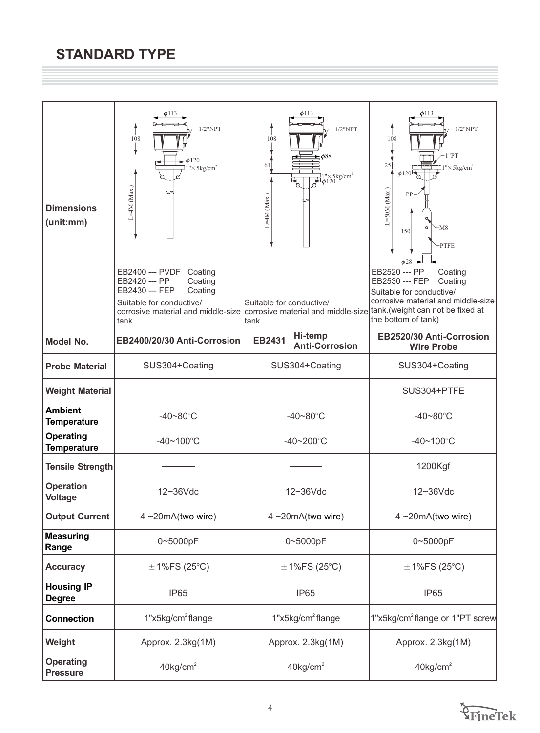# STANDARD TYPE

| Dimensions (unit:mm) | EB2400 --- PVDF Coating<br>EB2420 --- PP Coating<br>EB2430 --- FEP Coating<br>Suitable for conductive/ corrosive material and middle-size tank. | Suitable for conductive/ corrosive material and middle-size tank. | EB2520 --- PP Coating<br>EB2530 --- FEP Coating<br>Suitable for conductive/ corrosive material and middle-size tank.(weight can not be fixed at the bottom of tank) |
|---|---|---|---|
| **Model No.** | **EB2400/20/30 Anti-Corrosion** | **EB2431 Hi-temp Anti-Corrosion** | **EB2520/30 Anti-Corrosion Wire Probe** |
| **Probe Material** | SUS304+Coating | SUS304+Coating | SUS304+Coating |
| **Weight Material** | ——— | ——— | SUS304+PTFE |
| **Ambient Temperature** | -40~80°C | -40~80°C | -40~80°C |
| **Operating Temperature** | -40~100°C | -40~200°C | -40~100°C |
| **Tensile Strength** | ——— | ——— | 1200Kgf |
| **Operation Voltage** | 12~36Vdc | 12~36Vdc | 12~36Vdc |
| **Output Current** | 4 ~20mA(two wire) | 4 ~20mA(two wire) | 4 ~20mA(two wire) |
| **Measuring Range** | 0~5000pF | 0~5000pF | 0~5000pF |
| **Accuracy** | ±1%FS (25°C) | ±1%FS (25°C) | ±1%FS (25°C) |
| **Housing IP Degree** | IP65 | IP65 | IP65 |
| **Connection** | 1"x5kg/cm$^2$ flange | 1"x5kg/cm$^2$ flange | 1"x5kg/cm$^2$ flange or 1"PT screw |
| **Weight** | Approx. 2.3kg(1M) | Approx. 2.3kg(1M) | Approx. 2.3kg(1M) |
| **Operating Pressure** | 40kg/cm$^2$ | 40kg/cm$^2$ | 40kg/cm$^2$ |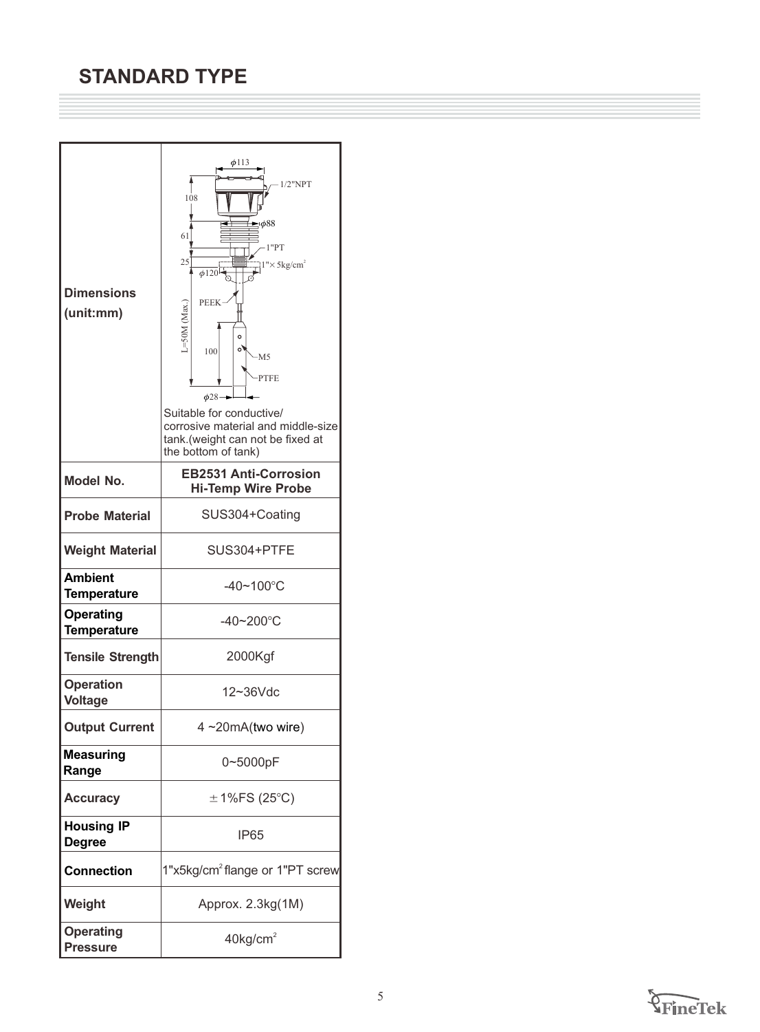# STANDARD TYPE

| | |
|---|---|
| **Dimensions (unit:mm)** | φ113, 1/2"NPT, 108, φ88, 61, 1"PT, 25, 1"× 5kg/cm², φ120, PEEK, L=50M (Max.), 100, M5, PTFE, φ28<br>Suitable for conductive/ corrosive material and middle-size tank.(weight can not be fixed at the bottom of tank) |
| **Model No.** | **EB2531 Anti-Corrosion Hi-Temp Wire Probe** |
| **Probe Material** | SUS304+Coating |
| **Weight Material** | SUS304+PTFE |
| **Ambient Temperature** | -40~100°C |
| **Operating Temperature** | -40~200°C |
| **Tensile Strength** | 2000Kgf |
| **Operation Voltage** | 12~36Vdc |
| **Output Current** | 4 ~20mA(two wire) |
| **Measuring Range** | 0~5000pF |
| **Accuracy** | ±1%FS (25°C) |
| **Housing IP Degree** | IP65 |
| **Connection** | 1"x5kg/cm² flange or 1"PT screw |
| **Weight** | Approx. 2.3kg(1M) |
| **Operating Pressure** | 40kg/cm² |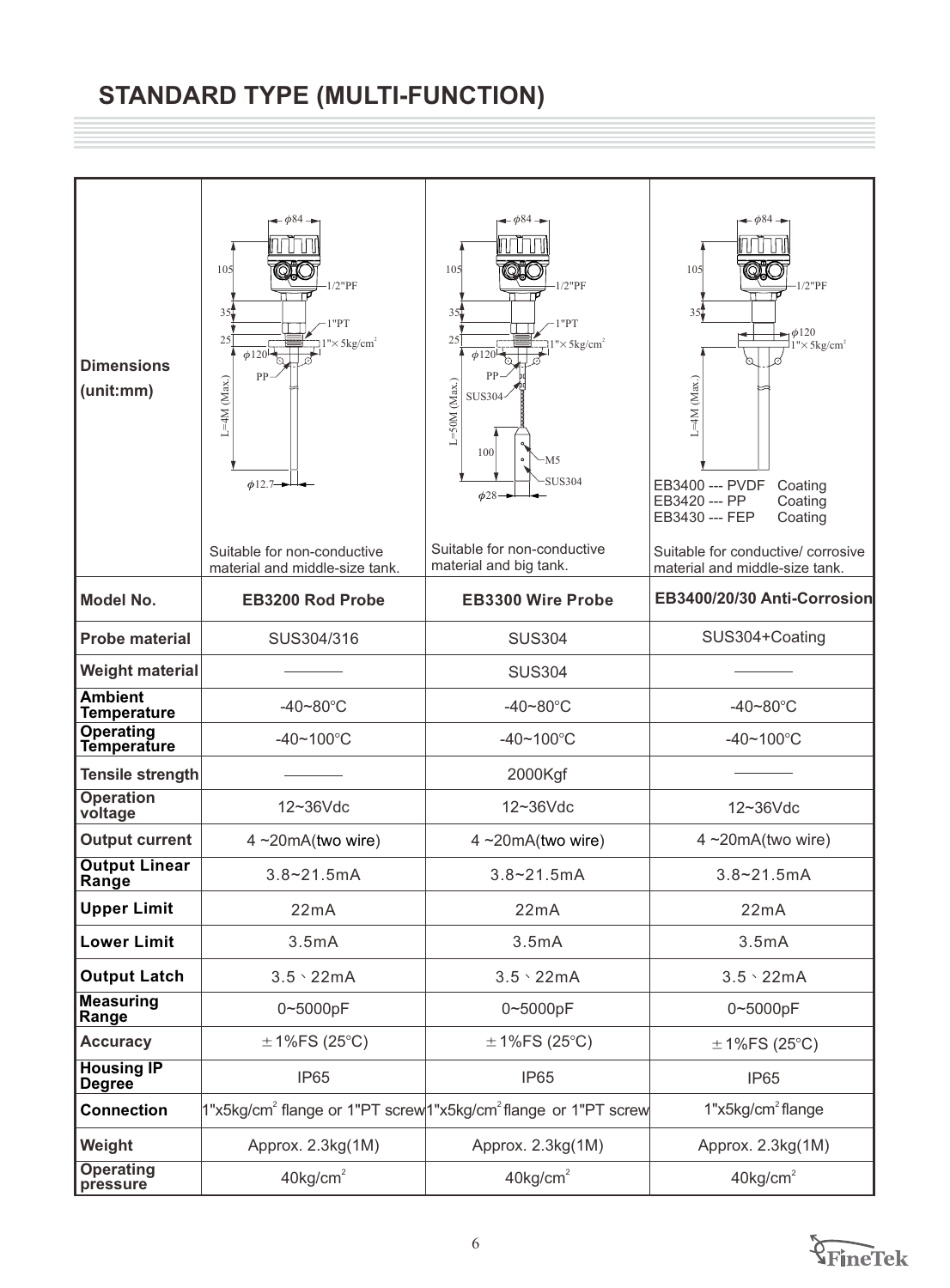# STANDARD TYPE (MULTI-FUNCTION)

| | | | |
|---|---|---|---|
| **Dimensions (unit:mm)** | φ84, 105, 1/2"PF, 35, 1"PT, 25, 1"× 5kg/cm², φ120, PP, L=4M (Max.), φ12.7<br>Suitable for non-conductive material and middle-size tank. | φ84, 105, 1/2"PF, 35, 1"PT, 25, 1"× 5kg/cm², φ120, PP, SUS304, L=50M (Max.), 100, M5, SUS304, φ28<br>Suitable for non-conductive material and big tank. | φ84, 105, 1/2"PF, 35, φ120, 1"× 5kg/cm², L=4M (Max.)<br>EB3400 --- PVDF Coating<br>EB3420 --- PP Coating<br>EB3430 --- FEP Coating<br>Suitable for conductive/ corrosive material and middle-size tank. |
| **Model No.** | **EB3200 Rod Probe** | **EB3300 Wire Probe** | **EB3400/20/30 Anti-Corrosion** |
| **Probe material** | SUS304/316 | SUS304 | SUS304+Coating |
| **Weight material** | ——— | SUS304 | ——— |
| **Ambient Temperature** | -40~80°C | -40~80°C | -40~80°C |
| **Operating Temperature** | -40~100°C | -40~100°C | -40~100°C |
| **Tensile strength** | ——— | 2000Kgf | ——— |
| **Operation voltage** | 12~36Vdc | 12~36Vdc | 12~36Vdc |
| **Output current** | 4 ~20mA(two wire) | 4 ~20mA(two wire) | 4 ~20mA(two wire) |
| **Output Linear Range** | 3.8~21.5mA | 3.8~21.5mA | 3.8~21.5mA |
| **Upper Limit** | 22mA | 22mA | 22mA |
| **Lower Limit** | 3.5mA | 3.5mA | 3.5mA |
| **Output Latch** | 3.5、22mA | 3.5、22mA | 3.5、22mA |
| **Measuring Range** | 0~5000pF | 0~5000pF | 0~5000pF |
| **Accuracy** | ±1%FS (25°C) | ±1%FS (25°C) | ±1%FS (25°C) |
| **Housing IP Degree** | IP65 | IP65 | IP65 |
| **Connection** | 1"x5kg/cm² flange or 1"PT screw | 1"x5kg/cm² flange or 1"PT screw | 1"x5kg/cm² flange |
| **Weight** | Approx. 2.3kg(1M) | Approx. 2.3kg(1M) | Approx. 2.3kg(1M) |
| **Operating pressure** | 40kg/cm² | 40kg/cm² | 40kg/cm² |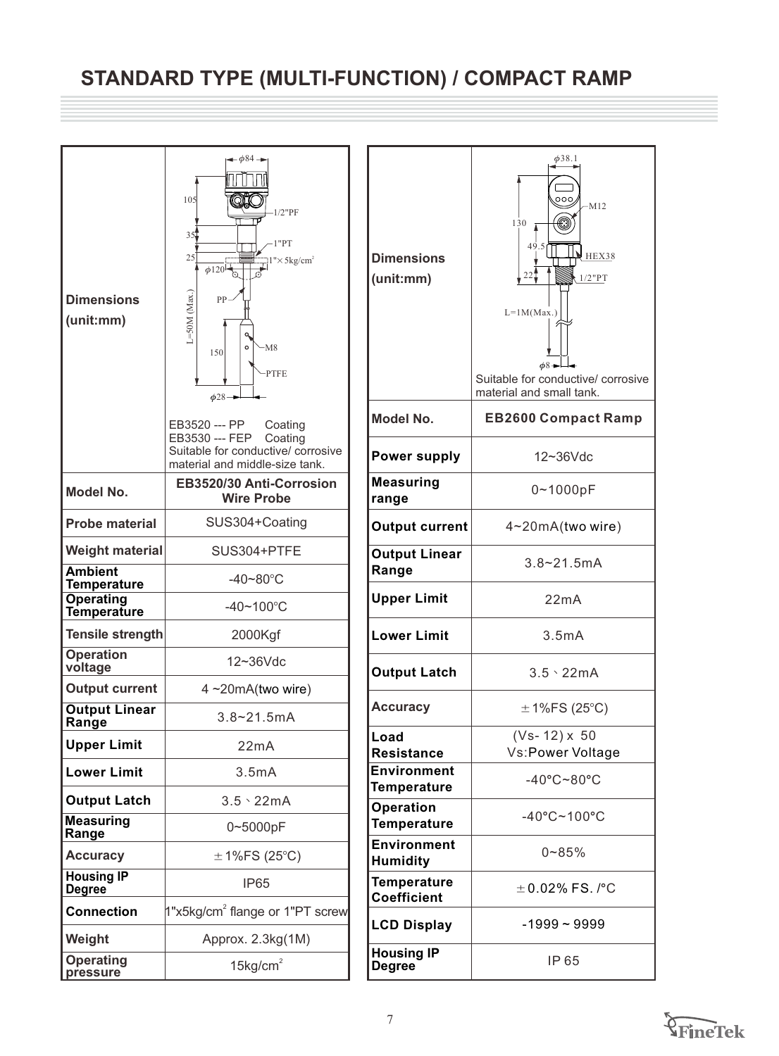# STANDARD TYPE (MULTI-FUNCTION) / COMPACT RAMP

| Dimensions (unit:mm) | EB3520 --- PP Coating<br>EB3530 --- FEP Coating<br>Suitable for conductive/ corrosive material and middle-size tank. |
|---|---|
| **Model No.** | **EB3520/30 Anti-Corrosion Wire Probe** |
| **Probe material** | SUS304+Coating |
| **Weight material** | SUS304+PTFE |
| **Ambient Temperature** | -40~80°C |
| **Operating Temperature** | -40~100°C |
| **Tensile strength** | 2000Kgf |
| **Operation voltage** | 12~36Vdc |
| **Output current** | 4 ~20mA(two wire) |
| **Output Linear Range** | 3.8~21.5mA |
| **Upper Limit** | 22mA |
| **Lower Limit** | 3.5mA |
| **Output Latch** | 3.5、22mA |
| **Measuring Range** | 0~5000pF |
| **Accuracy** | ±1%FS (25°C) |
| **Housing IP Degree** | IP65 |
| **Connection** | 1"x5kg/cm$^2$ flange or 1"PT screw |
| **Weight** | Approx. 2.3kg(1M) |
| **Operating pressure** | 15kg/cm$^2$ |

| Dimensions (unit:mm) | Suitable for conductive/ corrosive material and small tank. |
|---|---|
| **Model No.** | **EB2600 Compact Ramp** |
| **Power supply** | 12~36Vdc |
| **Measuring range** | 0~1000pF |
| **Output current** | 4~20mA(two wire) |
| **Output Linear Range** | 3.8~21.5mA |
| **Upper Limit** | 22mA |
| **Lower Limit** | 3.5mA |
| **Output Latch** | 3.5、22mA |
| **Accuracy** | ±1%FS (25°C) |
| **Load Resistance** | (Vs- 12) x 50<br>Vs:Power Voltage |
| **Environment Temperature** | -40°C~80°C |
| **Operation Temperature** | -40°C~100°C |
| **Environment Humidity** | 0~85% |
| **Temperature Coefficient** | ±0.02% FS. /°C |
| **LCD Display** | -1999 ~ 9999 |
| **Housing IP Degree** | IP 65 |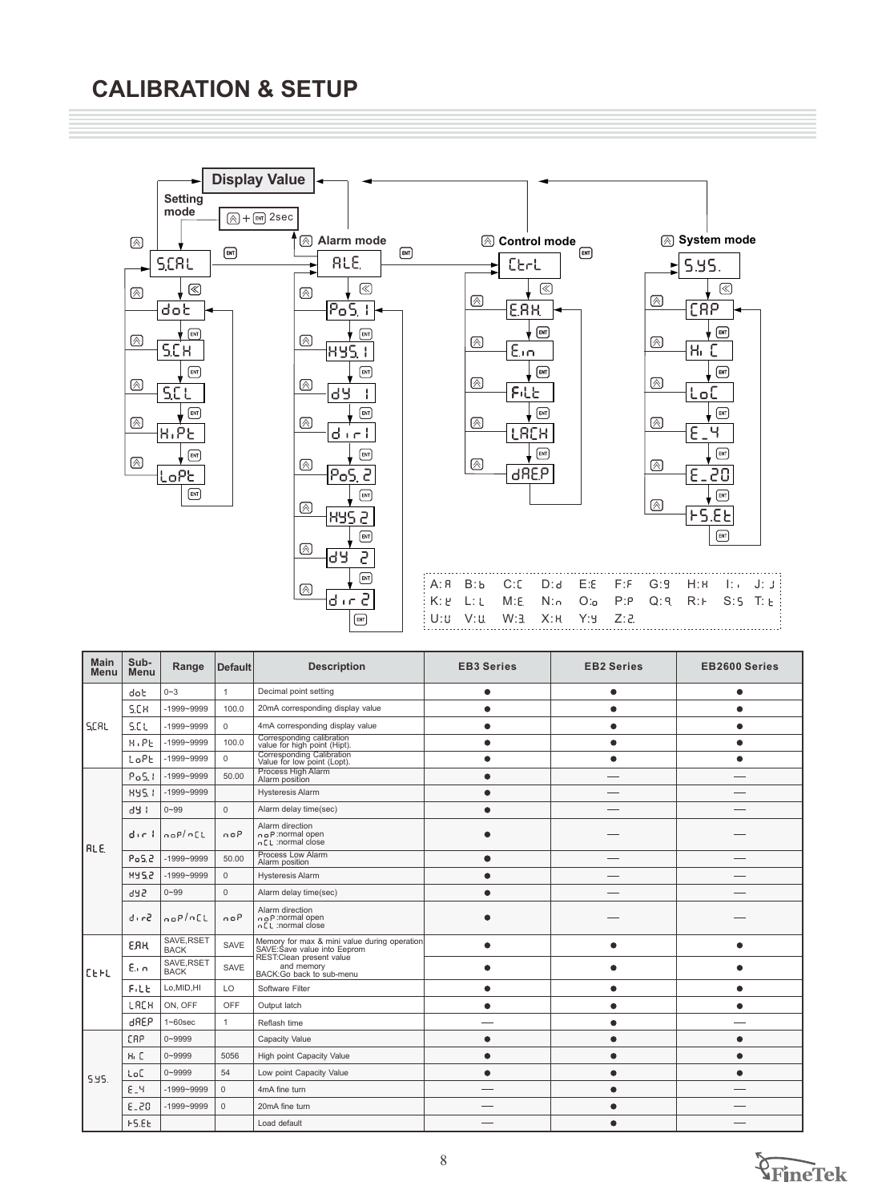# CALIBRATION & SETUP

Display Value

Setting mode

⊗ + ENT 2sec

Alarm mode — Control mode — System mode

S.CAL: dot → S.CH → S.CL → HiPt → LoPt

ALE.: PoS.1 → HYS.1 → dY 1 → dir1 → PoS.2 → HYS2 → dY 2 → dir2

CtrL: EAH. → Ein → FiLt → LACH → dAEP

S.YS.: CAP → Hi C → LoC → E_4 → E_20 → FS.Et

A:A B:b C:C D:d E:E F:F G:G H:H I:i J:J
K:K L:L M:M N:n O:o P:P Q:q R:r S:S T:t
U:U V:V W:W X:X Y:Y Z:Z

| Main Menu | Sub-Menu | Range | Default | Description | EB3 Series | EB2 Series | EB2600 Series |
|---|---|---|---|---|---|---|---|
| S.CAL | dot | 0~3 | 1 | Decimal point setting | ● | ● | ● |
| | S.CH | -1999~9999 | 100.0 | 20mA corresponding display value | ● | ● | ● |
| | S.CL | -1999~9999 | 0 | 4mA corresponding display value | ● | ● | ● |
| | HiPt | -1999~9999 | 100.0 | Corresponding calibration value for high point (Hipt). | ● | ● | ● |
| | LoPt | -1999~9999 | 0 | Corresponding Calibration Value for low point (Lopt). | ● | ● | ● |
| ALE. | PoS.1 | -1999~9999 | 50.00 | Process High Alarm Alarm position | ● | — | — |
| | HYS.1 | -1999~9999 | | Hysteresis Alarm | ● | — | — |
| | dY 1 | 0~99 | 0 | Alarm delay time(sec) | ● | — | — |
| | dir 1 | noP/nCL | noP | Alarm direction noP:normal open nCL:normal close | ● | — | — |
| | PoS.2 | -1999~9999 | 50.00 | Process Low Alarm Alarm position | ● | — | — |
| | HYS.2 | -1999~9999 | 0 | Hysteresis Alarm | ● | — | — |
| | dY2 | 0~99 | 0 | Alarm delay time(sec) | ● | — | — |
| | dir2 | noP/nCL | noP | Alarm direction noP:normal open nCL:normal close | ● | — | — |
| CtrL | EAH. | SAVE,RSET BACK | SAVE | Memory for max & mini value during operation SAVE:Save value into Eeprom REST:Clean present value and memory BACK:Go back to sub-menu | ● | ● | ● |
| | Ein | SAVE,RSET BACK | SAVE | | ● | ● | ● |
| | FiLt | Lo,MID,HI | LO | Software Filter | ● | ● | ● |
| | LACH | ON, OFF | OFF | Output latch | ● | ● | ● |
| | dAEP | 1~60sec | 1 | Reflash time | — | ● | — |
| S.YS. | CAP | 0~9999 | | Capacity Value | ● | ● | ● |
| | Hi C | 0~9999 | 5056 | High point Capacity Value | ● | ● | ● |
| | LoC | 0~9999 | 54 | Low point Capacity Value | ● | ● | ● |
| | E_4 | -1999~9999 | 0 | 4mA fine turn | — | ● | — |
| | E_20 | -1999~9999 | 0 | 20mA fine turn | — | ● | — |
| | FS.Et | | | Load default | — | ● | — |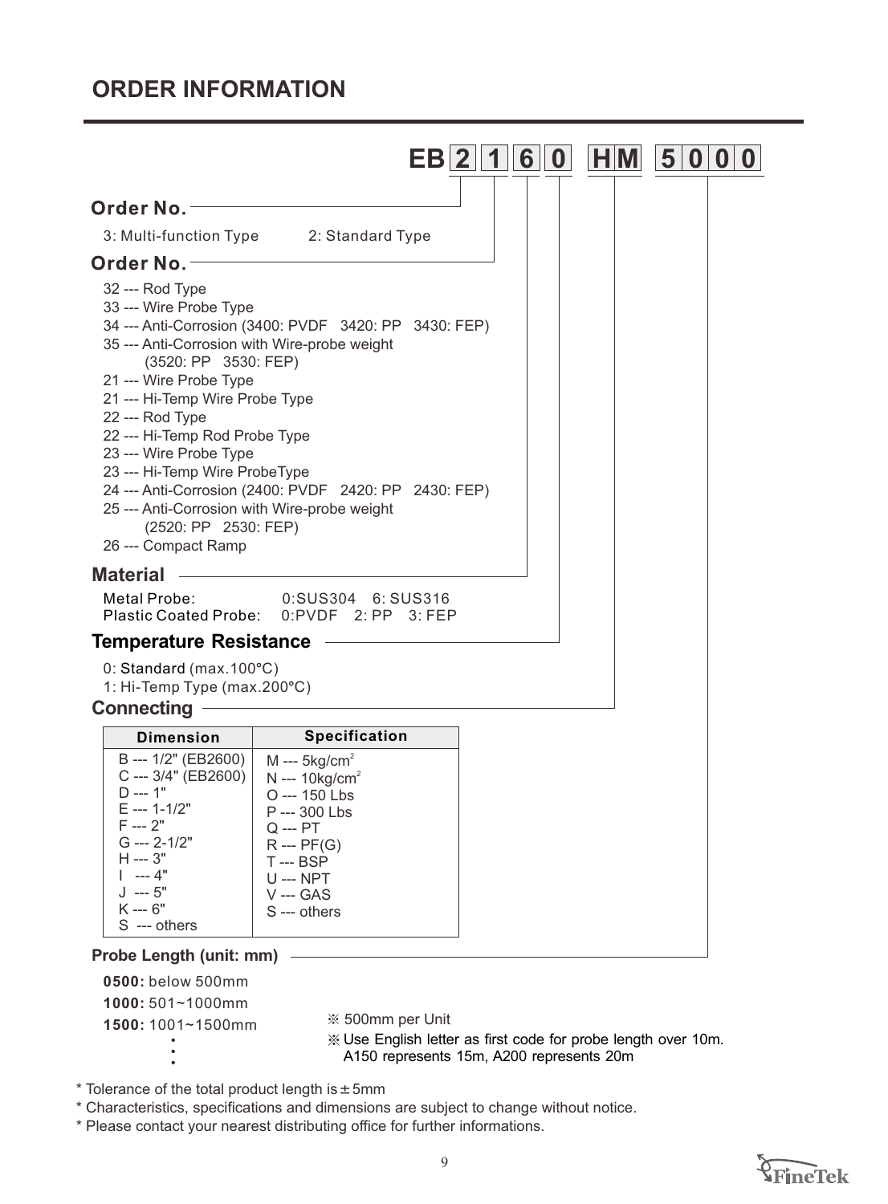## ORDER INFORMATION

**EB 2 1 6 0 HM 5 0 0 0**

**Order No.**

3: Multi-function Type    2: Standard Type

**Order No.**

32 --- Rod Type
33 --- Wire Probe Type
34 --- Anti-Corrosion (3400: PVDF 3420: PP 3430: FEP)
35 --- Anti-Corrosion with Wire-probe weight
(3520: PP 3530: FEP)
21 --- Wire Probe Type
21 --- Hi-Temp Wire Probe Type
22 --- Rod Type
22 --- Hi-Temp Rod Probe Type
23 --- Wire Probe Type
23 --- Hi-Temp Wire ProbeType
24 --- Anti-Corrosion (2400: PVDF 2420: PP 2430: FEP)
25 --- Anti-Corrosion with Wire-probe weight
(2520: PP 2530: FEP)
26 --- Compact Ramp

**Material**

Metal Probe: 0:SUS304 6: SUS316
Plastic Coated Probe: 0:PVDF 2: PP 3: FEP

**Temperature Resistance**

0: Standard (max.100°C)
1: Hi-Temp Type (max.200°C)

**Connecting**

| Dimension | Specification |
|---|---|
| B --- 1/2" (EB2600)<br>C --- 3/4" (EB2600)<br>D --- 1"<br>E --- 1-1/2"<br>F --- 2"<br>G --- 2-1/2"<br>H --- 3"<br>I --- 4"<br>J --- 5"<br>K --- 6"<br>S --- others | M --- 5kg/cm$^2$<br>N --- 10kg/cm$^2$<br>O --- 150 Lbs<br>P --- 300 Lbs<br>Q --- PT<br>R --- PF(G)<br>T --- BSP<br>U --- NPT<br>V --- GAS<br>S --- others |

**Probe Length (unit: mm)**

**0500:** below 500mm
**1000:** 501~1000mm
**1500:** 1001~1500mm
⋮

※ 500mm per Unit
※ Use English letter as first code for probe length over 10m. A150 represents 15m, A200 represents 20m

* Tolerance of the total product length is ± 5mm
* Characteristics, specifications and dimensions are subject to change without notice.
* Please contact your nearest distributing office for further informations.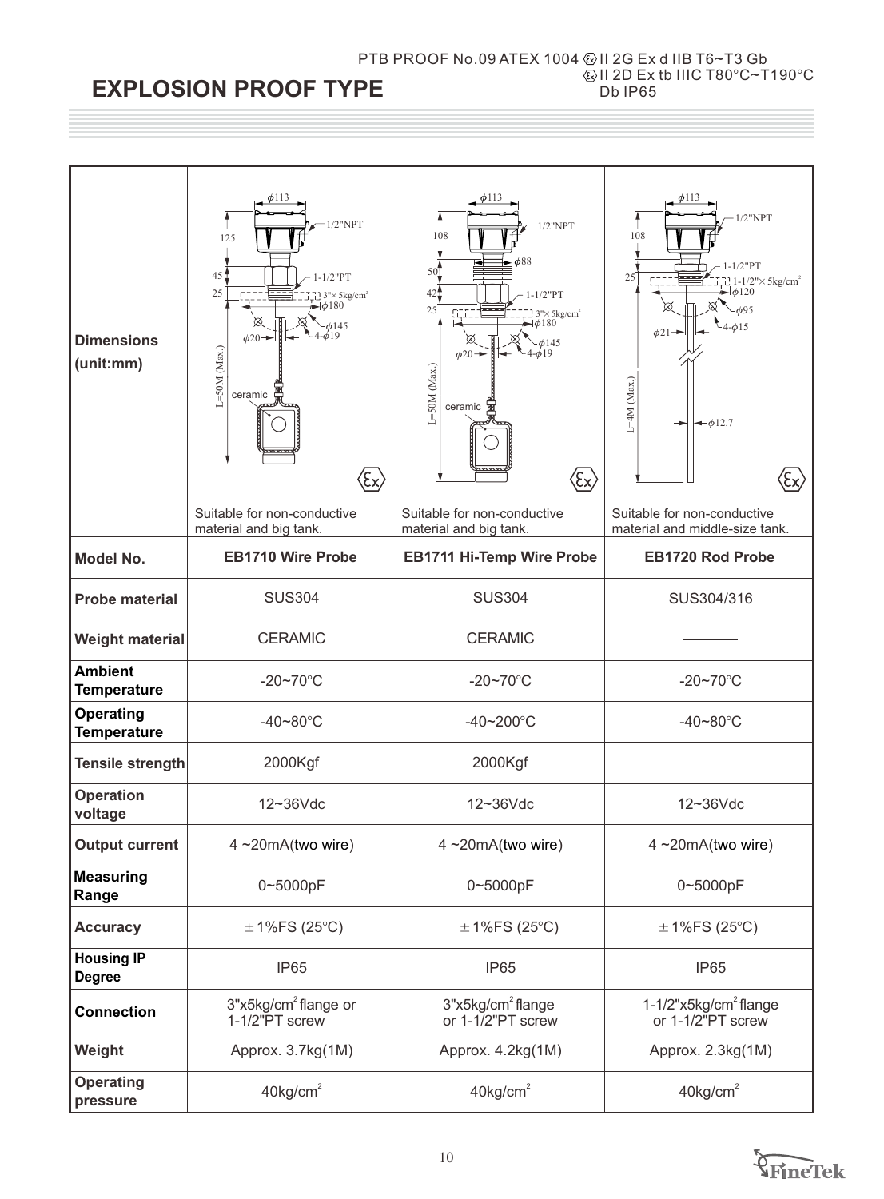# EXPLOSION PROOF TYPE

PTB PROOF No.09 ATEX 1004 Ⓔx II 2G Ex d IIB T6~T3 Gb
Ⓔx II 2D Ex tb IIIC T80°C~T190°C Db IP65

| Dimensions (unit:mm) | Suitable for non-conductive material and big tank. | Suitable for non-conductive material and big tank. | Suitable for non-conductive material and middle-size tank. |
|---|---|---|---|
| Model No. | **EB1710 Wire Probe** | **EB1711 Hi-Temp Wire Probe** | **EB1720 Rod Probe** |
| Probe material | SUS304 | SUS304 | SUS304/316 |
| Weight material | CERAMIC | CERAMIC | ———— |
| Ambient Temperature | -20~70°C | -20~70°C | -20~70°C |
| Operating Temperature | -40~80°C | -40~200°C | -40~80°C |
| Tensile strength | 2000Kgf | 2000Kgf | ———— |
| Operation voltage | 12~36Vdc | 12~36Vdc | 12~36Vdc |
| Output current | 4 ~20mA(two wire) | 4 ~20mA(two wire) | 4 ~20mA(two wire) |
| Measuring Range | 0~5000pF | 0~5000pF | 0~5000pF |
| Accuracy | ±1%FS (25°C) | ±1%FS (25°C) | ±1%FS (25°C) |
| Housing IP Degree | IP65 | IP65 | IP65 |
| Connection | 3"x5kg/cm$^2$ flange or 1-1/2"PT screw | 3"x5kg/cm$^2$ flange or 1-1/2"PT screw | 1-1/2"x5kg/cm$^2$ flange or 1-1/2"PT screw |
| Weight | Approx. 3.7kg(1M) | Approx. 4.2kg(1M) | Approx. 2.3kg(1M) |
| Operating pressure | 40kg/cm$^2$ | 40kg/cm$^2$ | 40kg/cm$^2$ |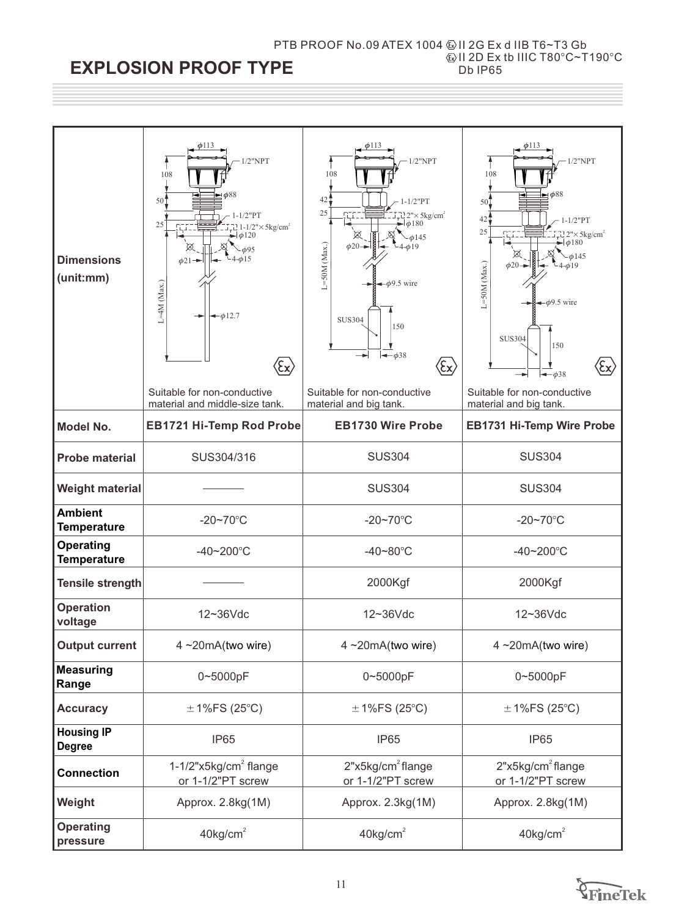PTB PROOF No.09 ATEX 1004 Ex II 2G Ex d IIB T6~T3 Gb
Ex II 2D Ex tb IIIC T80°C~T190°C Db IP65

# EXPLOSION PROOF TYPE

| Dimensions (unit:mm) | Suitable for non-conductive material and middle-size tank. | Suitable for non-conductive material and big tank. | Suitable for non-conductive material and big tank. |
|---|---|---|---|
| **Model No.** | **EB1721 Hi-Temp Rod Probe** | **EB1730 Wire Probe** | **EB1731 Hi-Temp Wire Probe** |
| **Probe material** | SUS304/316 | SUS304 | SUS304 |
| **Weight material** | ——— | SUS304 | SUS304 |
| **Ambient Temperature** | -20~70°C | -20~70°C | -20~70°C |
| **Operating Temperature** | -40~200°C | -40~80°C | -40~200°C |
| **Tensile strength** | ——— | 2000Kgf | 2000Kgf |
| **Operation voltage** | 12~36Vdc | 12~36Vdc | 12~36Vdc |
| **Output current** | 4 ~20mA(two wire) | 4 ~20mA(two wire) | 4 ~20mA(two wire) |
| **Measuring Range** | 0~5000pF | 0~5000pF | 0~5000pF |
| **Accuracy** | ±1%FS (25°C) | ±1%FS (25°C) | ±1%FS (25°C) |
| **Housing IP Degree** | IP65 | IP65 | IP65 |
| **Connection** | 1-1/2"x5kg/cm$^2$ flange or 1-1/2"PT screw | 2"x5kg/cm$^2$ flange or 1-1/2"PT screw | 2"x5kg/cm$^2$ flange or 1-1/2"PT screw |
| **Weight** | Approx. 2.8kg(1M) | Approx. 2.3kg(1M) | Approx. 2.8kg(1M) |
| **Operating pressure** | 40kg/cm$^2$ | 40kg/cm$^2$ | 40kg/cm$^2$ |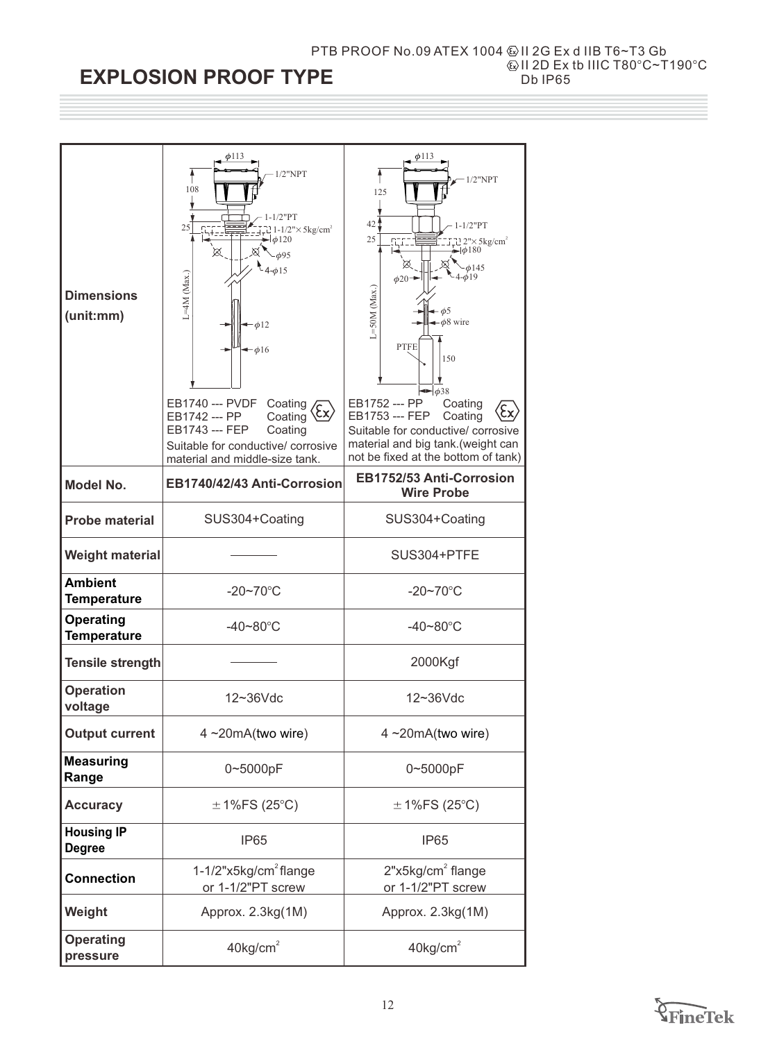PTB PROOF No.09 ATEX 1004 Ⓔx II 2G Ex d IIB T6~T3 Gb
Ⓔx II 2D Ex tb IIIC T80°C~T190°C Db IP65

# EXPLOSION PROOF TYPE

| | | |
|---|---|---|
| **Dimensions (unit:mm)** | φ113, 1/2"NPT, 108, 1-1/2"PT, 25, 1-1/2"× 5kg/cm², φ120, φ95, 4-φ15, L=4M (Max.), φ12, φ16<br>EB1740 --- PVDF Coating<br>EB1742 --- PP Coating<br>EB1743 --- FEP Coating<br>Suitable for conductive/ corrosive material and middle-size tank. | φ113, 1/2"NPT, 125, 42, 1-1/2"PT, 25, 2"× 5kg/cm², φ180, φ145, 4-φ19, φ20, L=50M (Max.), φ5, φ8 wire, PTFE, 150, φ38<br>EB1752 --- PP Coating<br>EB1753 --- FEP Coating<br>Suitable for conductive/ corrosive material and big tank.(weight can not be fixed at the bottom of tank) |
| **Model No.** | **EB1740/42/43 Anti-Corrosion** | **EB1752/53 Anti-Corrosion Wire Probe** |
| **Probe material** | SUS304+Coating | SUS304+Coating |
| **Weight material** | ——— | SUS304+PTFE |
| **Ambient Temperature** | -20~70°C | -20~70°C |
| **Operating Temperature** | -40~80°C | -40~80°C |
| **Tensile strength** | ——— | 2000Kgf |
| **Operation voltage** | 12~36Vdc | 12~36Vdc |
| **Output current** | 4 ~20mA(two wire) | 4 ~20mA(two wire) |
| **Measuring Range** | 0~5000pF | 0~5000pF |
| **Accuracy** | ±1%FS (25°C) | ±1%FS (25°C) |
| **Housing IP Degree** | IP65 | IP65 |
| **Connection** | 1-1/2"x5kg/cm² flange or 1-1/2"PT screw | 2"x5kg/cm² flange or 1-1/2"PT screw |
| **Weight** | Approx. 2.3kg(1M) | Approx. 2.3kg(1M) |
| **Operating pressure** | 40kg/cm² | 40kg/cm² |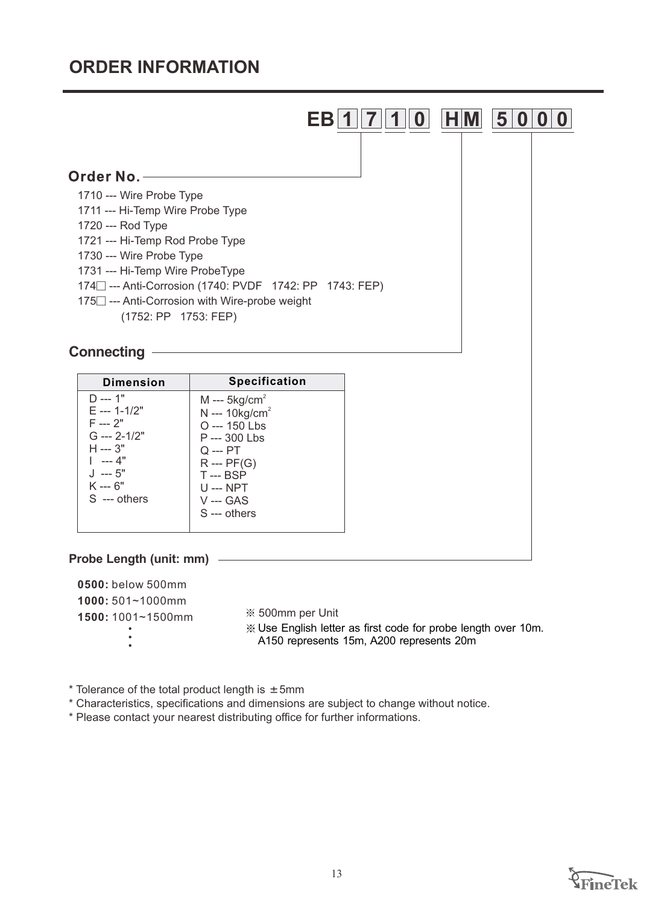# ORDER INFORMATION

**EB 1 7 1 0 H M 5 0 0 0**

## Order No.

1710 --- Wire Probe Type
1711 --- Hi-Temp Wire Probe Type
1720 --- Rod Type
1721 --- Hi-Temp Rod Probe Type
1730 --- Wire Probe Type
1731 --- Hi-Temp Wire ProbeType
174□ --- Anti-Corrosion (1740: PVDF 1742: PP 1743: FEP)
175□ --- Anti-Corrosion with Wire-probe weight
(1752: PP 1753: FEP)

## Connecting

| Dimension | Specification |
|---|---|
| D --- 1"<br>E --- 1-1/2"<br>F --- 2"<br>G --- 2-1/2"<br>H --- 3"<br>I --- 4"<br>J --- 5"<br>K --- 6"<br>S --- others | M --- 5kg/cm$^2$<br>N --- 10kg/cm$^2$<br>O --- 150 Lbs<br>P --- 300 Lbs<br>Q --- PT<br>R --- PF(G)<br>T --- BSP<br>U --- NPT<br>V --- GAS<br>S --- others |

## Probe Length (unit: mm)

**0500:** below 500mm
**1000:** 501~1000mm
**1500:** 1001~1500mm
⋮

※ 500mm per Unit
※ Use English letter as first code for probe length over 10m. A150 represents 15m, A200 represents 20m

\* Tolerance of the total product length is ±5mm
\* Characteristics, specifications and dimensions are subject to change without notice.
\* Please contact your nearest distributing office for further informations.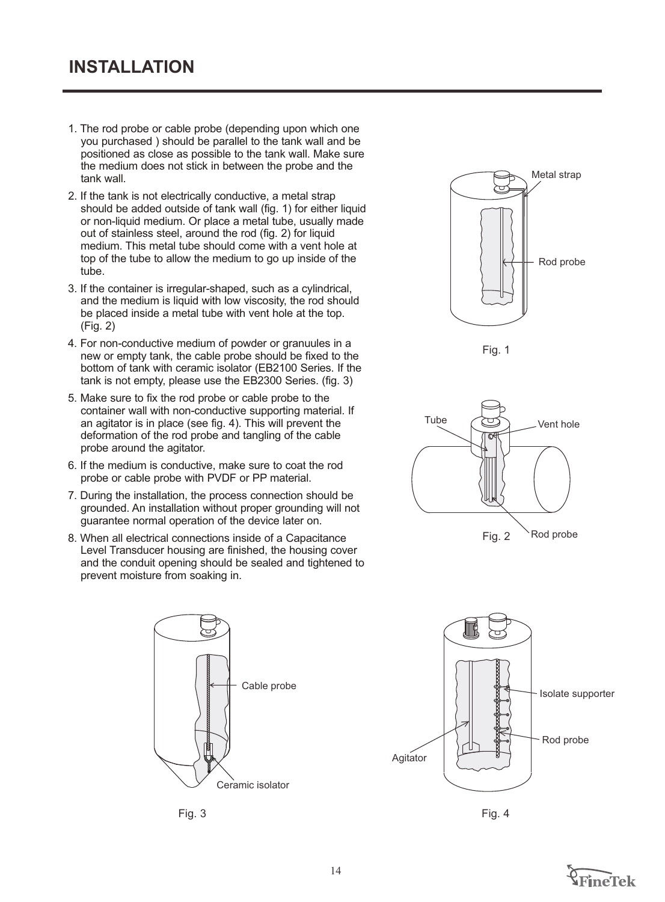# INSTALLATION

1. The rod probe or cable probe (depending upon which one you purchased ) should be parallel to the tank wall and be positioned as close as possible to the tank wall. Make sure the medium does not stick in between the probe and the tank wall.
2. If the tank is not electrically conductive, a metal strap should be added outside of tank wall (fig. 1) for either liquid or non-liquid medium. Or place a metal tube, usually made out of stainless steel, around the rod (fig. 2) for liquid medium. This metal tube should come with a vent hole at top of the tube to allow the medium to go up inside of the tube.
3. If the container is irregular-shaped, such as a cylindrical, and the medium is liquid with low viscosity, the rod should be placed inside a metal tube with vent hole at the top. (Fig. 2)
4. For non-conductive medium of powder or granuules in a new or empty tank, the cable probe should be fixed to the bottom of tank with ceramic isolator (EB2100 Series. If the tank is not empty, please use the EB2300 Series. (fig. 3)
5. Make sure to fix the rod probe or cable probe to the container wall with non-conductive supporting material. If an agitator is in place (see fig. 4). This will prevent the deformation of the rod probe and tangling of the cable probe around the agitator.
6. If the medium is conductive, make sure to coat the rod probe or cable probe with PVDF or PP material.
7. During the installation, the process connection should be grounded. An installation without proper grounding will not guarantee normal operation of the device later on.
8. When all electrical connections inside of a Capacitance Level Transducer housing are finished, the housing cover and the conduit opening should be sealed and tightened to prevent moisture from soaking in.

Metal strap

Rod probe

Fig. 1

Tube

Vent hole

Rod probe

Fig. 2

Cable probe

Ceramic isolator

Fig. 3

Isolate supporter

Rod probe

Agitator

Fig. 4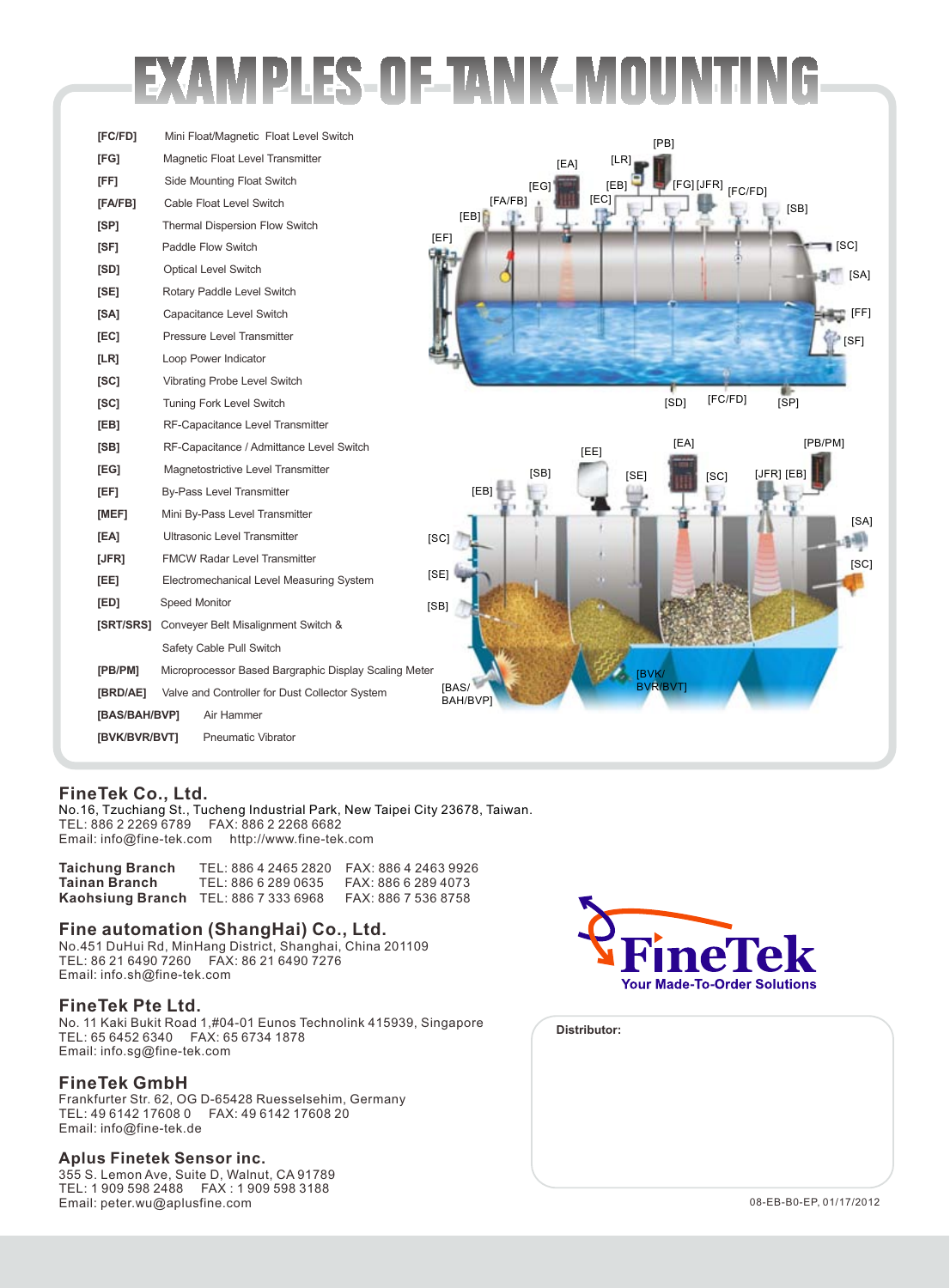# EXAMPLES OF TANK MOUNTING

| | |
|---|---|
| [FC/FD] | Mini Float/Magnetic Float Level Switch |
| [FG] | Magnetic Float Level Transmitter |
| [FF] | Side Mounting Float Switch |
| [FA/FB] | Cable Float Level Switch |
| [SP] | Thermal Dispersion Flow Switch |
| [SF] | Paddle Flow Switch |
| [SD] | Optical Level Switch |
| [SE] | Rotary Paddle Level Switch |
| [SA] | Capacitance Level Switch |
| [EC] | Pressure Level Transmitter |
| [LR] | Loop Power Indicator |
| [SC] | Vibrating Probe Level Switch |
| [SC] | Tuning Fork Level Switch |
| [EB] | RF-Capacitance Level Transmitter |
| [SB] | RF-Capacitance / Admittance Level Switch |
| [EG] | Magnetostrictive Level Transmitter |
| [EF] | By-Pass Level Transmitter |
| [MEF] | Mini By-Pass Level Transmitter |
| [EA] | Ultrasonic Level Transmitter |
| [JFR] | FMCW Radar Level Transmitter |
| [EE] | Electromechanical Level Measuring System |
| [ED] | Speed Monitor |
| [SRT/SRS] | Conveyer Belt Misalignment Switch & Safety Cable Pull Switch |
| [PB/PM] | Microprocessor Based Bargraphic Display Scaling Meter |
| [BRD/AE] | Valve and Controller for Dust Collector System |
| [BAS/BAH/BVP] | Air Hammer |
| [BVK/BVR/BVT] | Pneumatic Vibrator |

[PB] [EA] [LR] [EG] [EB] [FG] [JFR] [FC/FD] [FA/FB] [EC] [SB] [EB] [EF] [SC] [SA] [FF] [SF] [SD] [FC/FD] [SP]

[EE] [EA] [PB/PM] [SB] [SE] [SC] [JFR] [EB] [EB] [SA] [SC] [SC] [SE] [SB] [BAS/ BAH/BVP] [BVK/ BVR/BVT]

## FineTek Co., Ltd.
No.16, Tzuchiang St., Tucheng Industrial Park, New Taipei City 23678, Taiwan.
TEL: 886 2 2269 6789 FAX: 886 2 2268 6682
Email: info@fine-tek.com http://www.fine-tek.com

| | | |
|---|---|---|
| **Taichung Branch** | TEL: 886 4 2465 2820 | FAX: 886 4 2463 9926 |
| **Tainan Branch** | TEL: 886 6 289 0635 | FAX: 886 6 289 4073 |
| **Kaohsiung Branch** | TEL: 886 7 333 6968 | FAX: 886 7 536 8758 |

## Fine automation (ShangHai) Co., Ltd.
No.451 DuHui Rd, MinHang District, Shanghai, China 201109
TEL: 86 21 6490 7260 FAX: 86 21 6490 7276
Email: info.sh@fine-tek.com

## FineTek Pte Ltd.
No. 11 Kaki Bukit Road 1,#04-01 Eunos Technolink 415939, Singapore
TEL: 65 6452 6340 FAX: 65 6734 1878
Email: info.sg@fine-tek.com

## FineTek GmbH
Frankfurter Str. 62, OG D-65428 Ruesselsehim, Germany
TEL: 49 6142 17608 0 FAX: 49 6142 17608 20
Email: info@fine-tek.de

## Aplus Finetek Sensor inc.
355 S. Lemon Ave, Suite D, Walnut, CA 91789
TEL: 1 909 598 2488 FAX : 1 909 598 3188
Email: peter.wu@aplusfine.com

FineTek
Your Made-To-Order Solutions

**Distributor:**

08-EB-B0-EP, 01/17/2012